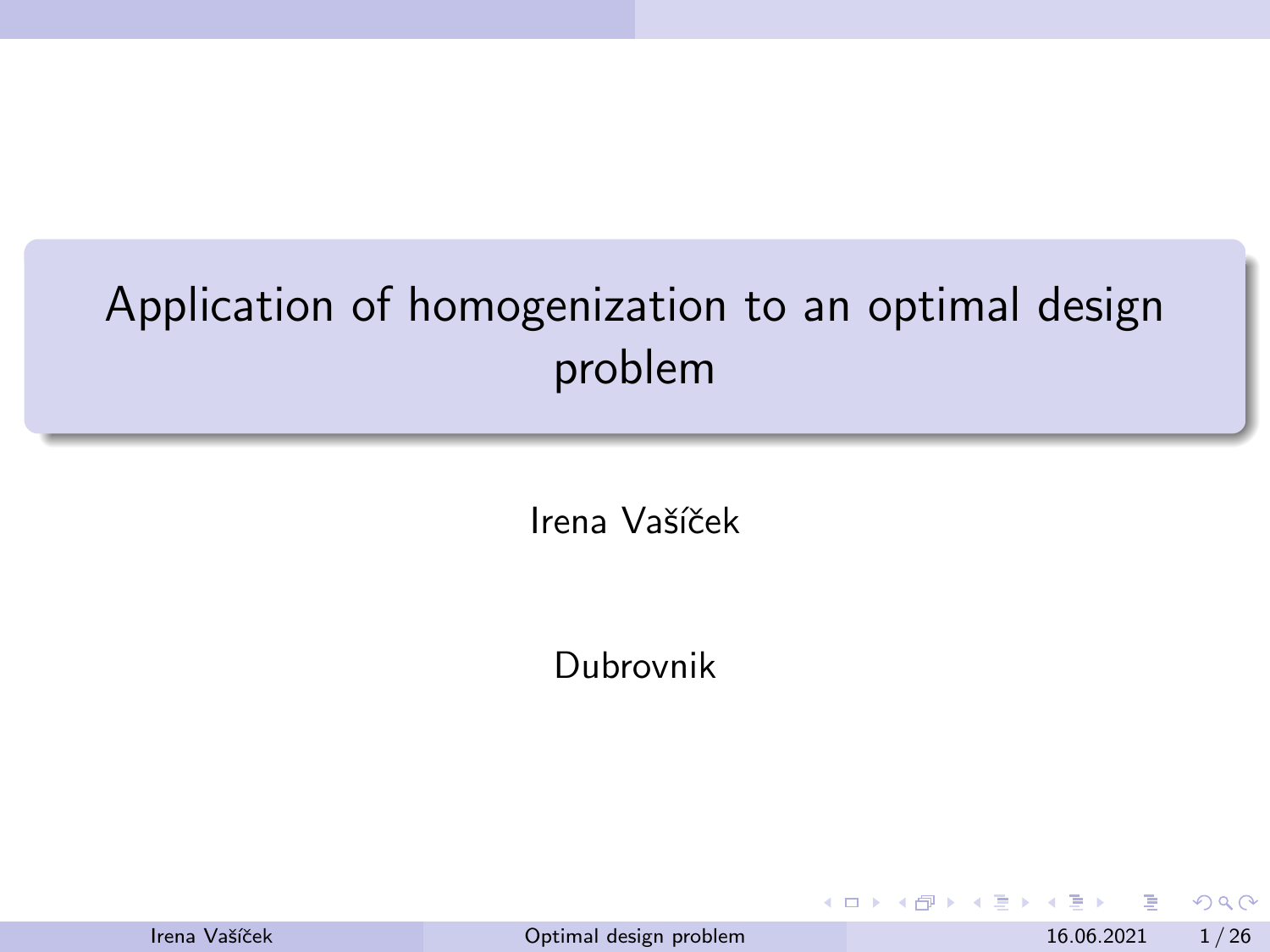# Application of homogenization to an optimal design problem

Irena Vašíček

Dubrovnik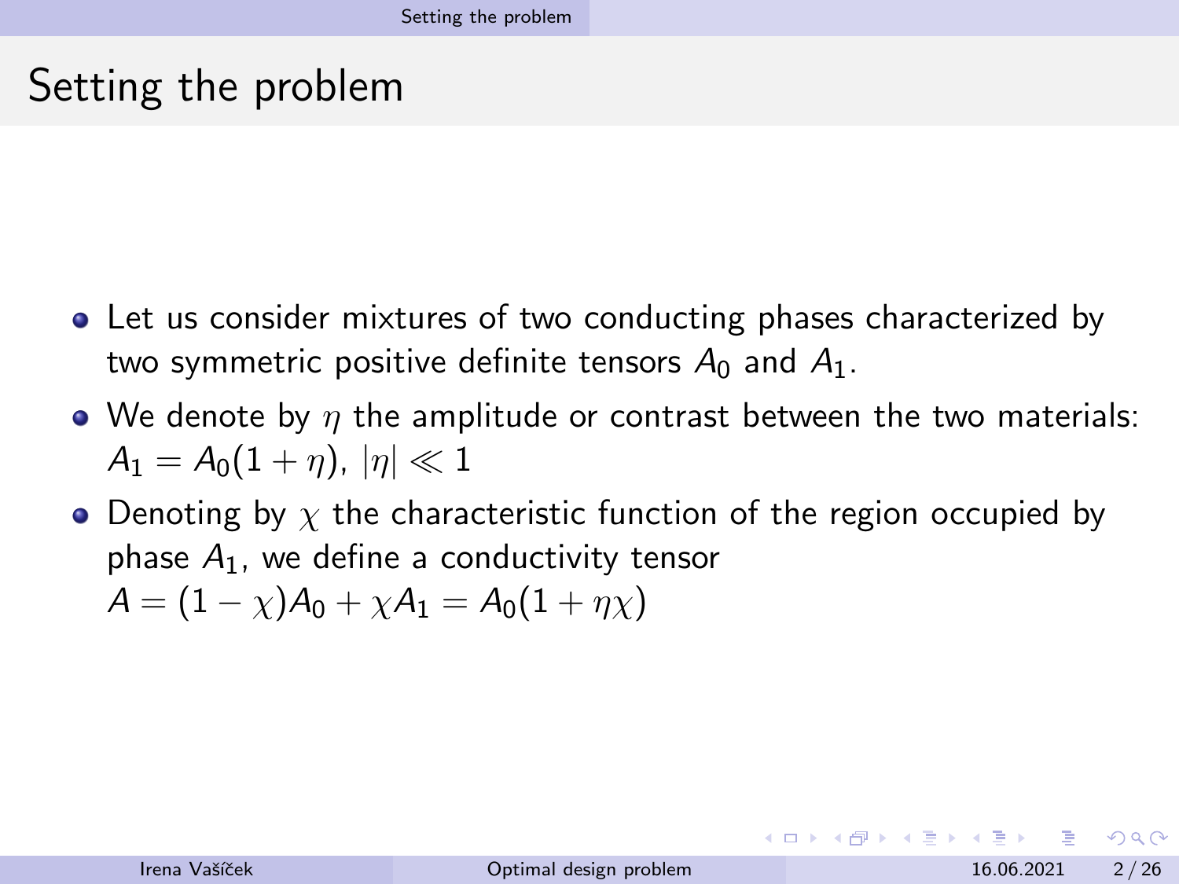# Setting the problem

- Let us consider mixtures of two conducting phases characterized by two symmetric positive definite tensors $A_0$ and $A_1$.
- We denote by $\eta$ the amplitude or contrast between the two materials: $A_1 = A_0(1+\eta)$, $|\eta| \ll 1$
- Denoting by $\chi$ the characteristic function of the region occupied by phase $A_1$, we define a conductivity tensor $A = (1-\chi)A_0 + \chi A_1 = A_0(1+\eta\chi)$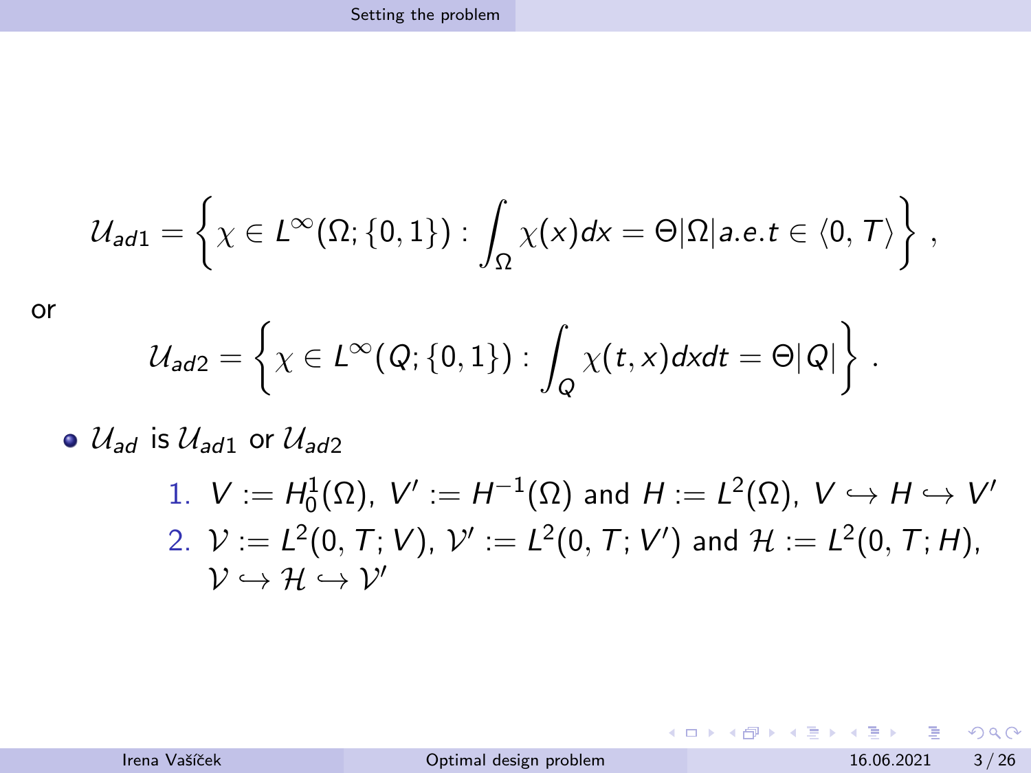$$
\mathcal{U}_{ad1} = \left\{ \chi \in L^\infty(\Omega; \{0,1\}) : \int_\Omega \chi(x) dx = \Theta|\Omega| a.e.t \in \langle 0, T \rangle \right\},
$$

or

$$
\mathcal{U}_{ad2} = \left\{ \chi \in L^\infty(Q; \{0,1\}) : \int_Q \chi(t,x) dxdt = \Theta|Q| \right\}.
$$

- $\mathcal{U}_{ad}$ is $\mathcal{U}_{ad1}$ or $\mathcal{U}_{ad2}$
  1. $V := H_0^1(\Omega)$, $V' := H^{-1}(\Omega)$ and $H := L^2(\Omega)$, $V \hookrightarrow H \hookrightarrow V'$
  2. $\mathcal{V} := L^2(0,T;V)$, $\mathcal{V}' := L^2(0,T;V')$ and $\mathcal{H} := L^2(0,T;H)$, $\mathcal{V} \hookrightarrow \mathcal{H} \hookrightarrow \mathcal{V}'$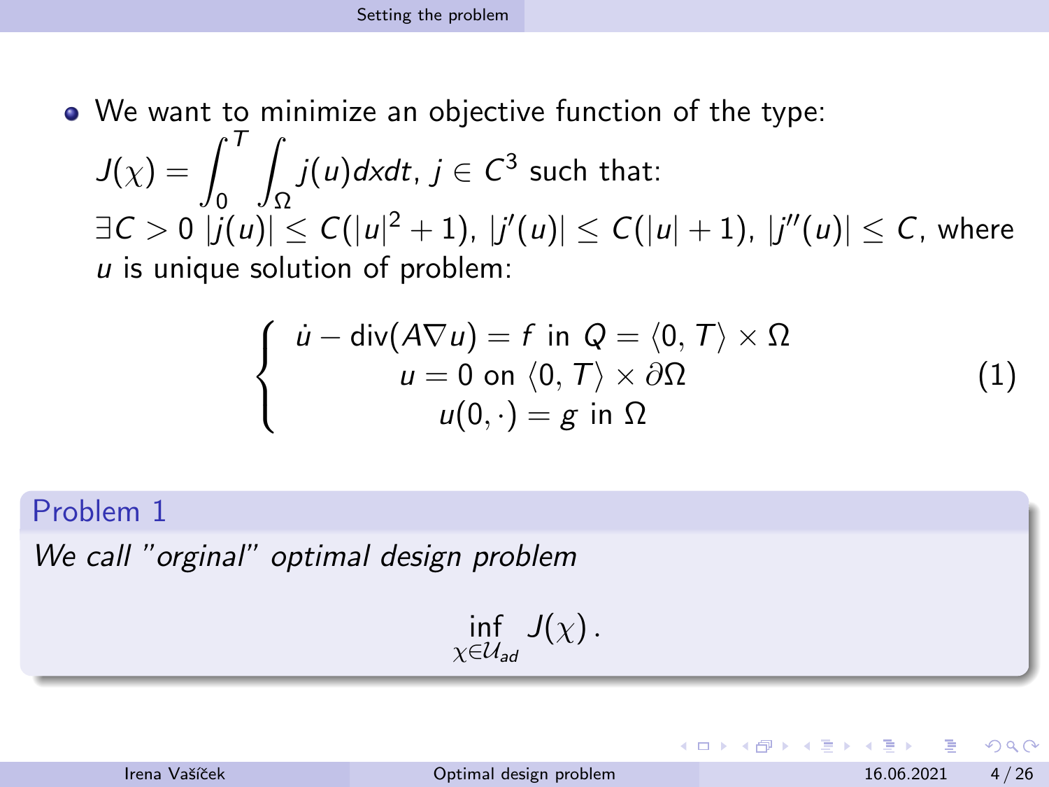- We want to minimize an objective function of the type: $J(\chi) = \int_0^T \int_\Omega j(u) dx dt$, $j \in C^3$ such that: $\exists C > 0$ $|j(u)| \leq C(|u|^2 + 1)$, $|j'(u)| \leq C(|u| + 1)$, $|j''(u)| \leq C$, where $u$ is unique solution of problem:

$$\left\{ \begin{array}{c} \dot{u} - \operatorname{div}(A \nabla u) = f \text{ in } Q = \langle 0, T \rangle \times \Omega \\ u = 0 \text{ on } \langle 0, T \rangle \times \partial\Omega \\ u(0, \cdot) = g \text{ in } \Omega \end{array} \right. \tag{1}$$

**Problem 1**

*We call "orginal" optimal design problem*

$$\inf_{\chi \in \mathcal{U}_{ad}} J(\chi) .$$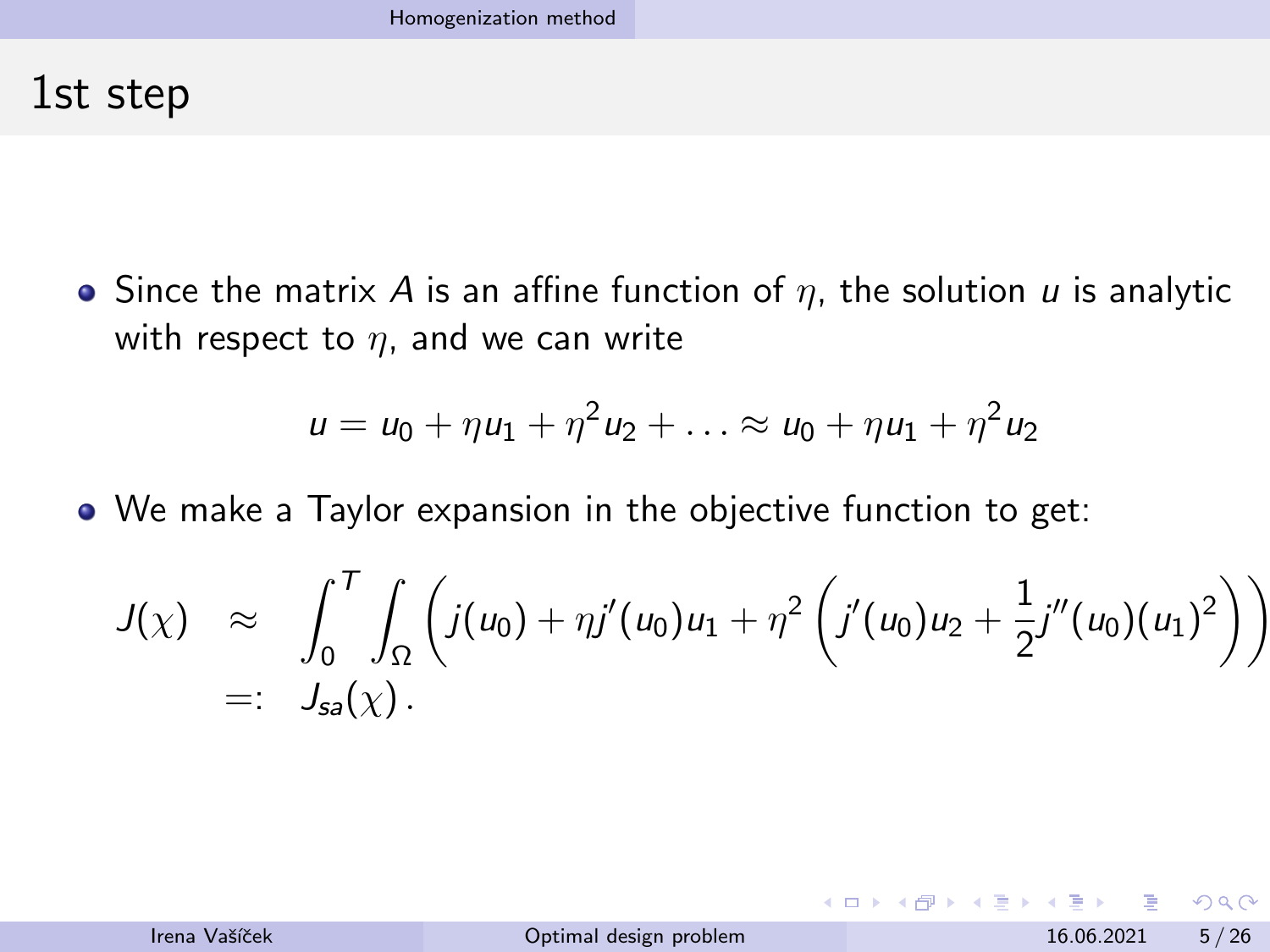# 1st step

- Since the matrix $A$ is an affine function of $\eta$, the solution $u$ is analytic with respect to $\eta$, and we can write

$$u = u_0 + \eta u_1 + \eta^2 u_2 + \ldots \approx u_0 + \eta u_1 + \eta^2 u_2$$

- We make a Taylor expansion in the objective function to get:

$$\begin{aligned} J(\chi) &\approx \int_0^T \int_\Omega \left( j(u_0) + \eta j'(u_0) u_1 + \eta^2 \left( j'(u_0) u_2 + \frac{1}{2} j''(u_0)(u_1)^2 \right) \right) \\ &=: J_{sa}(\chi) \, . \end{aligned}$$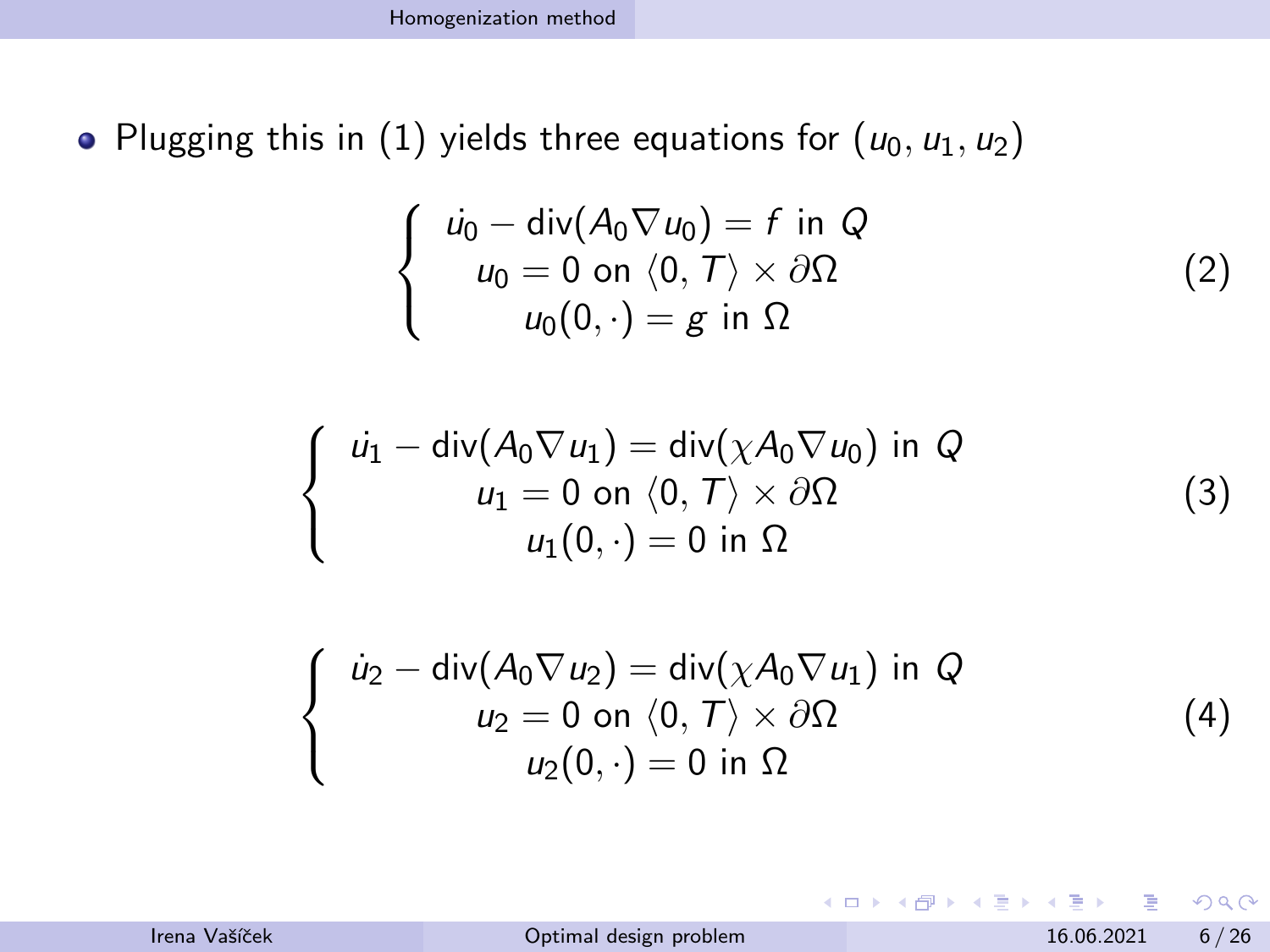- Plugging this in (1) yields three equations for $(u_0, u_1, u_2)$

$$\left\{\begin{array}{c} \dot{u_0} - \operatorname{div}(A_0 \nabla u_0) = f \text{ in } Q \\ u_0 = 0 \text{ on } \langle 0, T \rangle \times \partial\Omega \\ u_0(0, \cdot) = g \text{ in } \Omega \end{array}\right. \tag{2}$$

$$\left\{\begin{array}{c} \dot{u_1} - \operatorname{div}(A_0 \nabla u_1) = \operatorname{div}(\chi A_0 \nabla u_0) \text{ in } Q \\ u_1 = 0 \text{ on } \langle 0, T \rangle \times \partial\Omega \\ u_1(0, \cdot) = 0 \text{ in } \Omega \end{array}\right. \tag{3}$$

$$\left\{\begin{array}{c} \dot{u_2} - \operatorname{div}(A_0 \nabla u_2) = \operatorname{div}(\chi A_0 \nabla u_1) \text{ in } Q \\ u_2 = 0 \text{ on } \langle 0, T \rangle \times \partial\Omega \\ u_2(0, \cdot) = 0 \text{ in } \Omega \end{array}\right. \tag{4}$$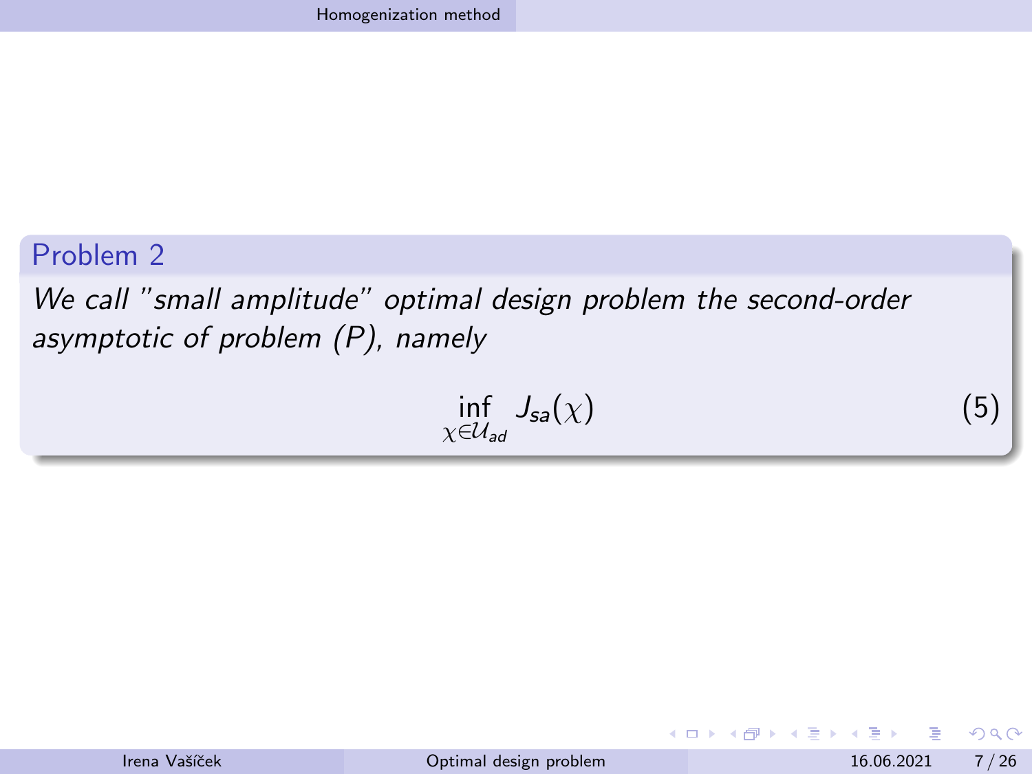**Problem 2**

*We call "small amplitude" optimal design problem the second-order asymptotic of problem (P), namely*

$$\inf_{\chi \in \mathcal{U}_{ad}} J_{sa}(\chi) \tag{5}$$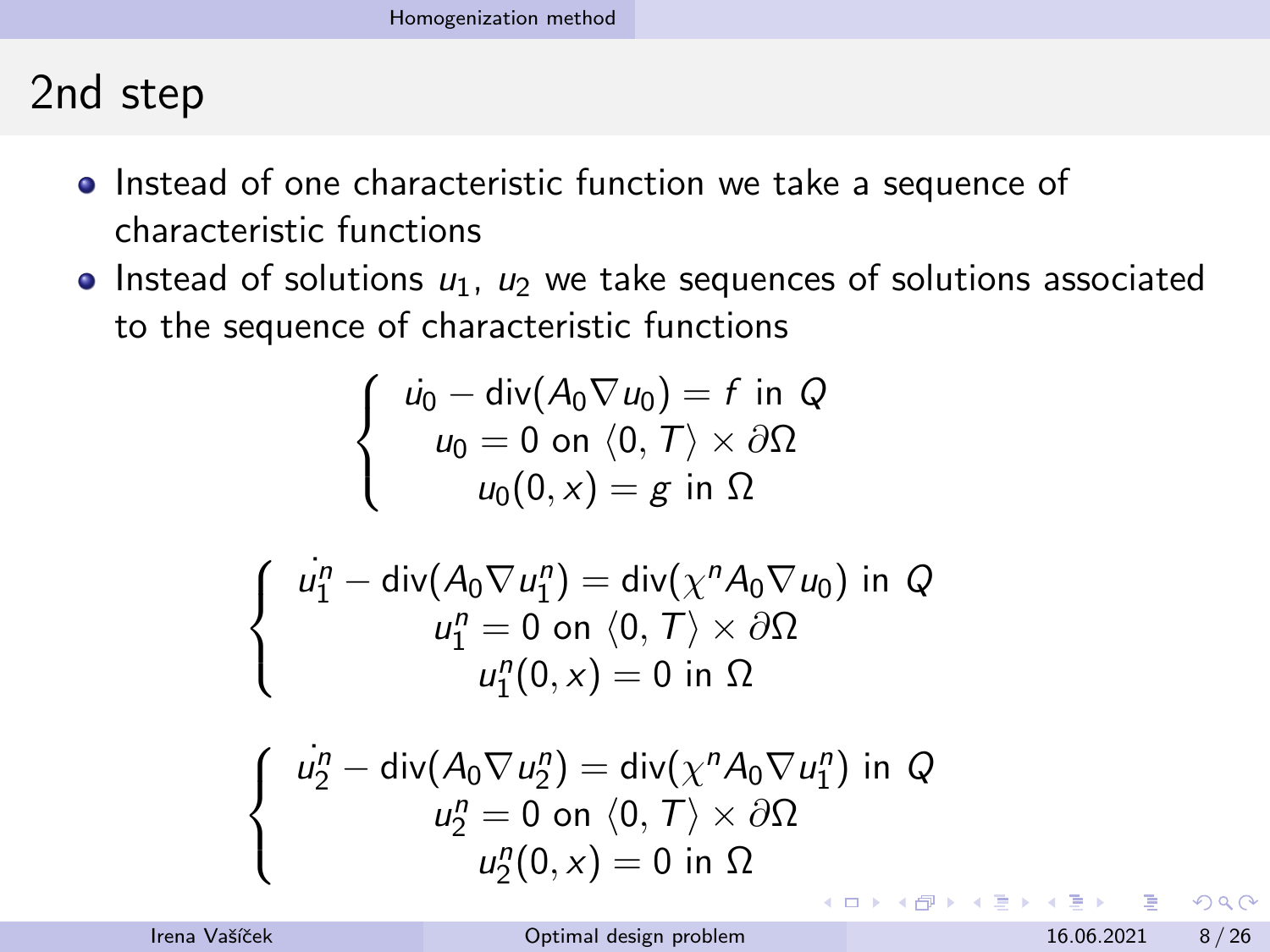## 2nd step

- Instead of one characteristic function we take a sequence of characteristic functions
- Instead of solutions $u_1,\ u_2$ we take sequences of solutions associated to the sequence of characteristic functions

$$
\begin{cases}
\dot{u_0} - \operatorname{div}(A_0 \nabla u_0) = f \text{ in } Q \\
u_0 = 0 \text{ on } \langle 0, T \rangle \times \partial\Omega \\
u_0(0, x) = g \text{ in } \Omega
\end{cases}
$$

$$
\begin{cases}
\dot{u_1^n} - \operatorname{div}(A_0 \nabla u_1^n) = \operatorname{div}(\chi^n A_0 \nabla u_0) \text{ in } Q \\
u_1^n = 0 \text{ on } \langle 0, T \rangle \times \partial\Omega \\
u_1^n(0, x) = 0 \text{ in } \Omega
\end{cases}
$$

$$
\begin{cases}
\dot{u_2^n} - \operatorname{div}(A_0 \nabla u_2^n) = \operatorname{div}(\chi^n A_0 \nabla u_1^n) \text{ in } Q \\
u_2^n = 0 \text{ on } \langle 0, T \rangle \times \partial\Omega \\
u_2^n(0, x) = 0 \text{ in } \Omega
\end{cases}
$$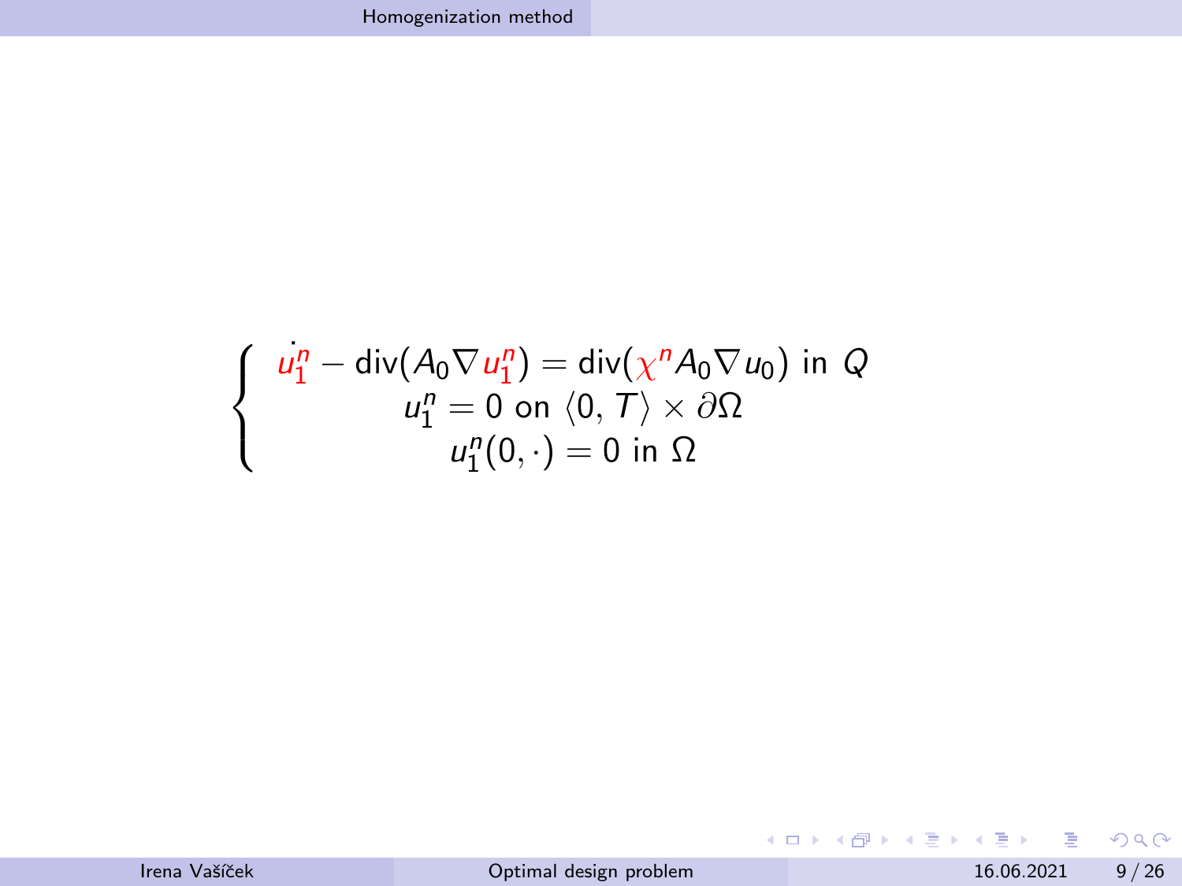$$
\left\{
\begin{array}{c}
\dot{u_1^n} - \operatorname{div}(A_0 \nabla u_1^n) = \operatorname{div}(\chi^n A_0 \nabla u_0) \text{ in } Q \\
u_1^n = 0 \text{ on } \langle 0, T \rangle \times \partial\Omega \\
u_1^n(0, \cdot) = 0 \text{ in } \Omega
\end{array}
\right.
$$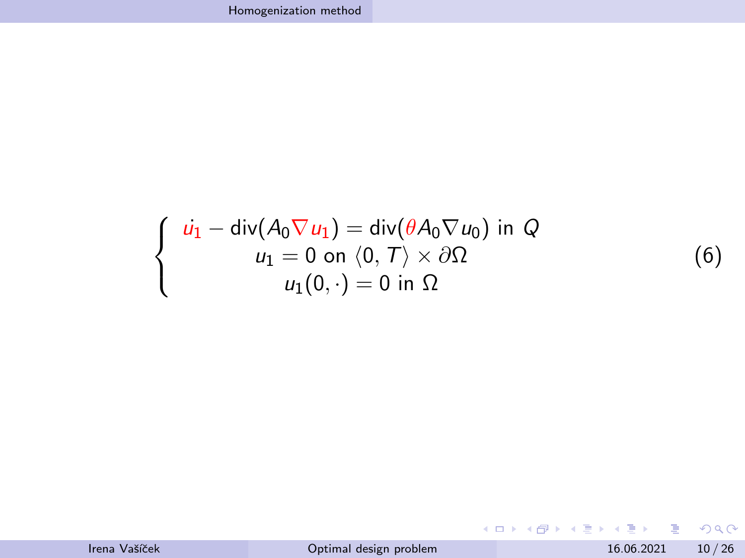$$
\left\{
\begin{array}{c}
\dot{u}_1 - \operatorname{div}(A_0 \nabla u_1) = \operatorname{div}(\theta A_0 \nabla u_0) \text{ in } Q \\
u_1 = 0 \text{ on } \langle 0, T \rangle \times \partial\Omega \\
u_1(0, \cdot) = 0 \text{ in } \Omega
\end{array}
\right.
\tag{6}
$$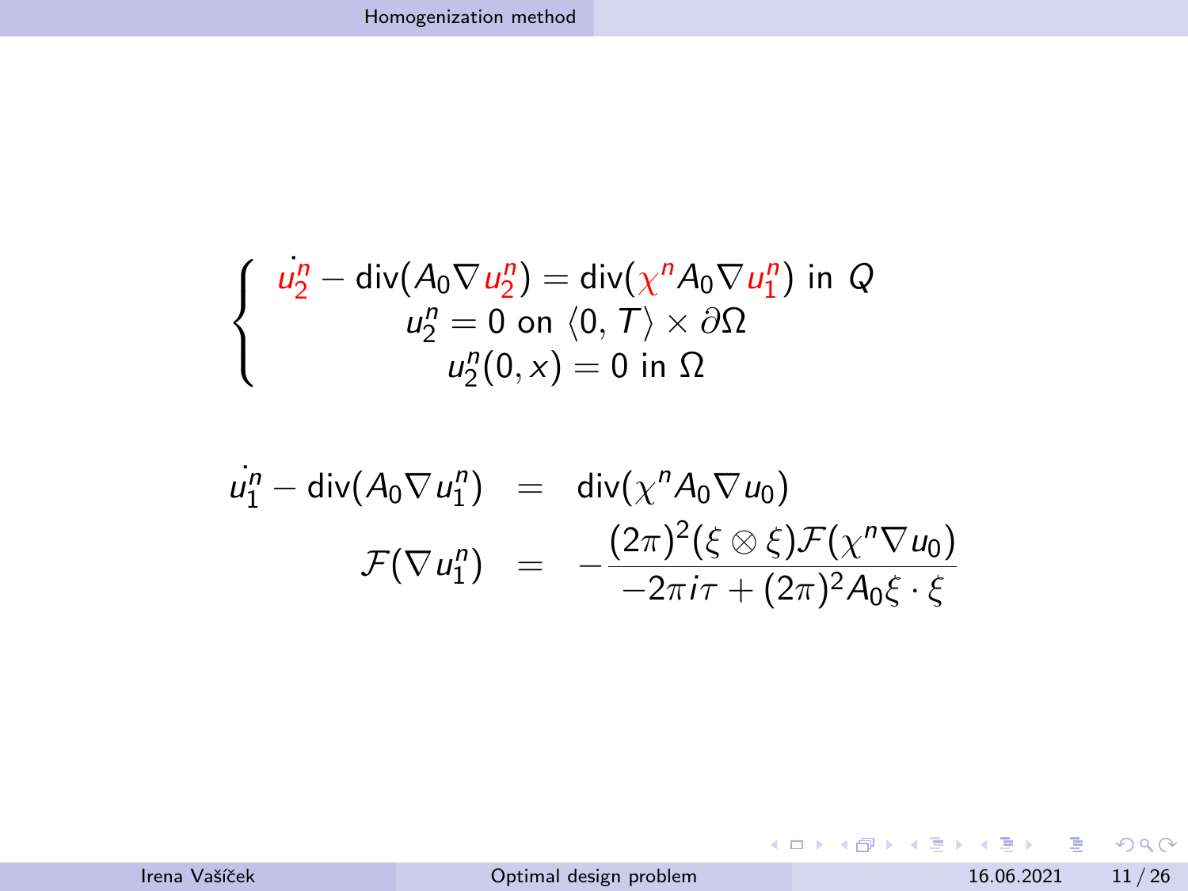$$
\left\{
\begin{array}{c}
\dot{u_2^n} - \operatorname{div}(A_0 \nabla u_2^n) = \operatorname{div}(\chi^n A_0 \nabla u_1^n) \text{ in } Q \\
u_2^n = 0 \text{ on } \langle 0, T \rangle \times \partial\Omega \\
u_2^n(0, x) = 0 \text{ in } \Omega
\end{array}
\right.
$$

$$
\begin{aligned}
\dot{u_1^n} - \operatorname{div}(A_0 \nabla u_1^n) &= \operatorname{div}(\chi^n A_0 \nabla u_0) \\
\mathcal{F}(\nabla u_1^n) &= -\frac{(2\pi)^2 (\xi \otimes \xi) \mathcal{F}(\chi^n \nabla u_0)}{-2\pi i \tau + (2\pi)^2 A_0 \xi \cdot \xi}
\end{aligned}
$$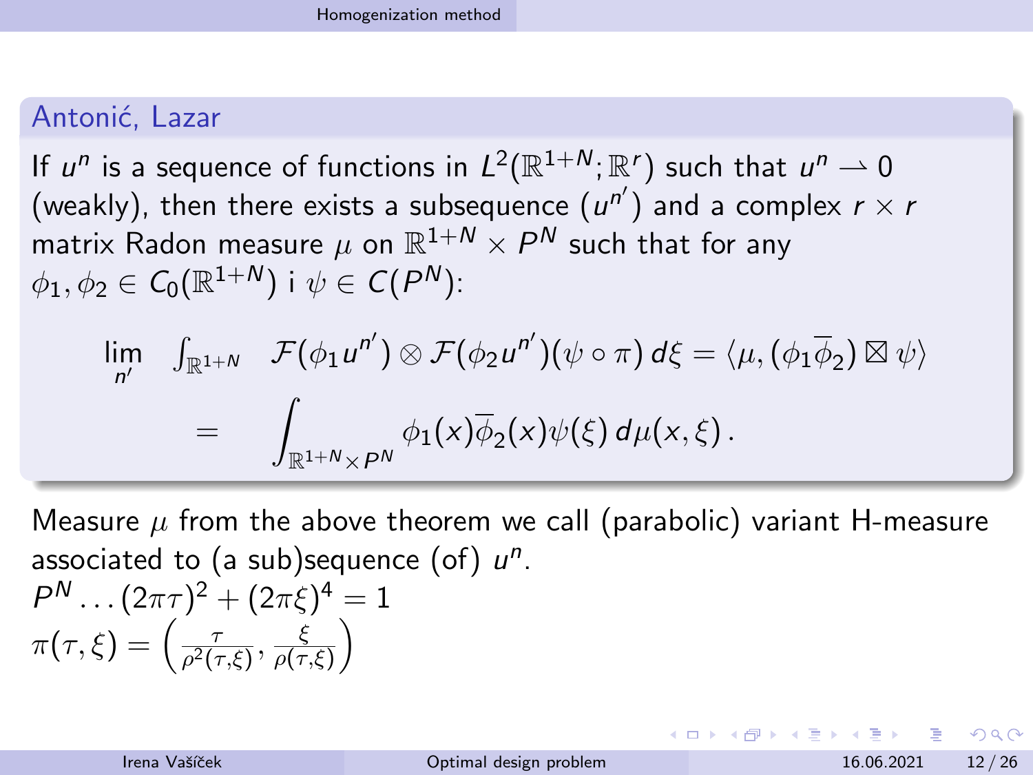### Antonić, Lazar

If $u^n$ is a sequence of functions in $L^2(\mathbb{R}^{1+N};\mathbb{R}^r)$ such that $u^n \rightharpoonup 0$ (weakly), then there exists a subsequence $(u^{n'})$ and a complex $r \times r$ matrix Radon measure $\mu$ on $\mathbb{R}^{1+N} \times P^N$ such that for any $\phi_1, \phi_2 \in C_0(\mathbb{R}^{1+N})$ i $\psi \in C(P^N)$:

$$
\lim_{n'} \int_{\mathbb{R}^{1+N}} \mathcal{F}(\phi_1 u^{n'}) \otimes \mathcal{F}(\phi_2 u^{n'})(\psi \circ \pi)\, d\xi = \langle \mu, (\phi_1 \overline{\phi}_2) \boxtimes \psi \rangle
$$

$$
= \int_{\mathbb{R}^{1+N} \times P^N} \phi_1(x)\overline{\phi}_2(x)\psi(\xi)\, d\mu(x,\xi)\,.
$$

Measure $\mu$ from the above theorem we call (parabolic) variant H-measure associated to (a sub)sequence (of) $u^n$.

$P^N \dots (2\pi\tau)^2 + (2\pi\xi)^4 = 1$

$\pi(\tau,\xi) = \left(\frac{\tau}{\rho^2(\tau,\xi)}, \frac{\xi}{\rho(\tau,\xi)}\right)$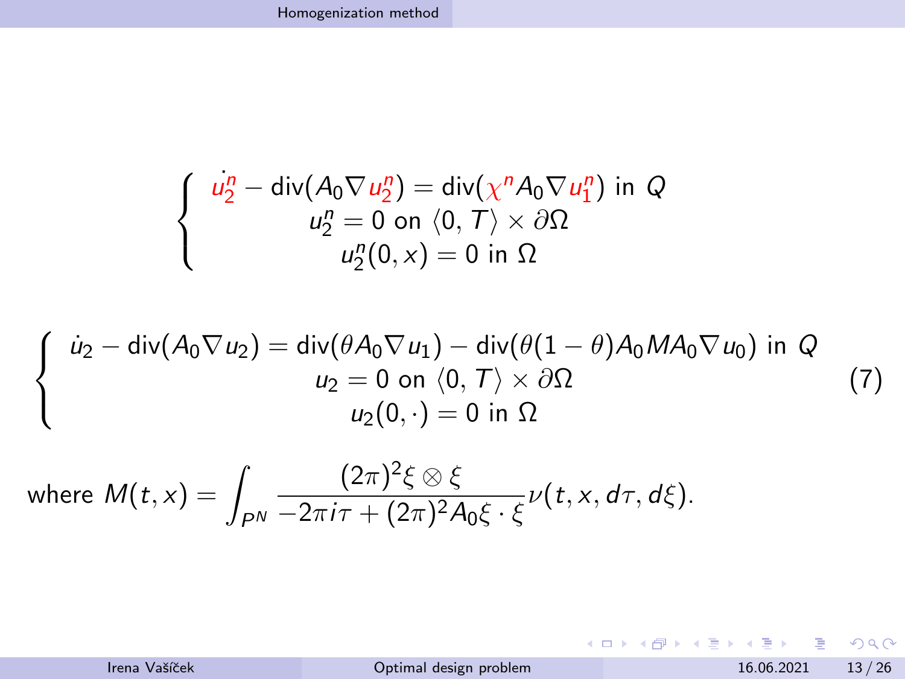$$
\begin{cases}
\dot{u_2^n} - \operatorname{div}(A_0 \nabla u_2^n) = \operatorname{div}(\chi^n A_0 \nabla u_1^n) \text{ in } Q \\
u_2^n = 0 \text{ on } \langle 0, T \rangle \times \partial\Omega \\
u_2^n(0, x) = 0 \text{ in } \Omega
\end{cases}
$$

$$
\begin{cases}
\dot{u}_2 - \operatorname{div}(A_0 \nabla u_2) = \operatorname{div}(\theta A_0 \nabla u_1) - \operatorname{div}(\theta(1-\theta) A_0 M A_0 \nabla u_0) \text{ in } Q \\
u_2 = 0 \text{ on } \langle 0, T \rangle \times \partial\Omega \\
u_2(0, \cdot) = 0 \text{ in } \Omega
\end{cases}
\tag{7}
$$

where $M(t,x) = \displaystyle\int_{P^N} \frac{(2\pi)^2 \xi \otimes \xi}{-2\pi i \tau + (2\pi)^2 A_0 \xi \cdot \xi} \nu(t, x, d\tau, d\xi).$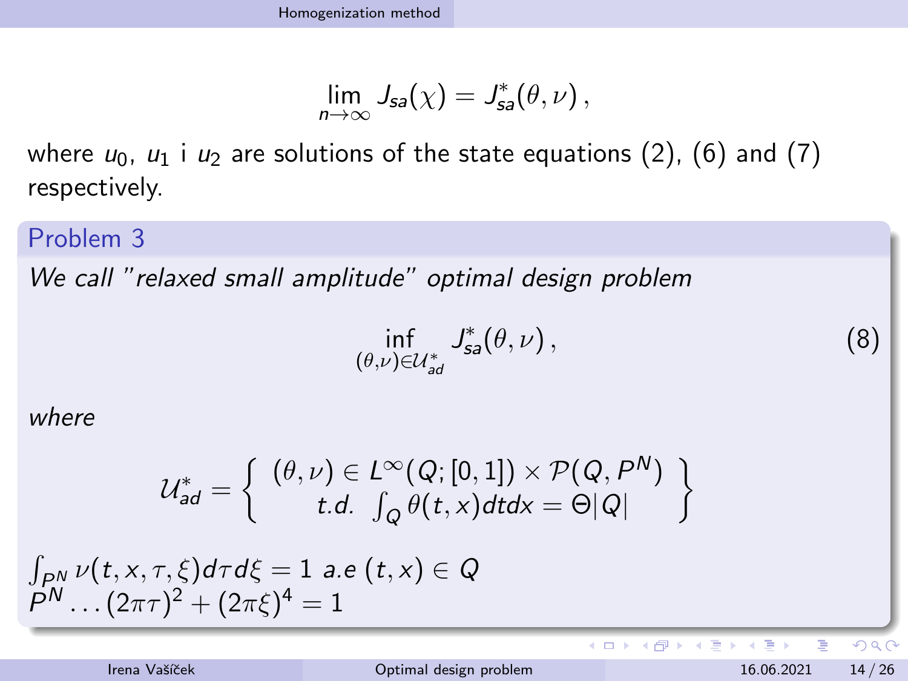$$\lim_{n\to\infty} J_{sa}(\chi) = J^*_{sa}(\theta, \nu)\,,$$

where $u_0$, $u_1$ i $u_2$ are solutions of the state equations (2), (6) and (7) respectively.

### Problem 3

*We call "relaxed small amplitude" optimal design problem*

$$\inf_{(\theta,\nu)\in\mathcal{U}^*_{ad}} J^*_{sa}(\theta, \nu)\,, \tag{8}$$

*where*

$$\mathcal{U}^*_{ad} = \left\{ \begin{array}{c} (\theta, \nu) \in L^\infty(Q; [0,1]) \times \mathcal{P}(Q, P^N) \\ t.d. \;\; \int_Q \theta(t,x)dtdx = \Theta|Q| \end{array} \right\}$$

$\int_{P^N} \nu(t,x,\tau,\xi)d\tau d\xi = 1$ *a.e* $(t,x) \in Q$
$P^N \ldots (2\pi\tau)^2 + (2\pi\xi)^4 = 1$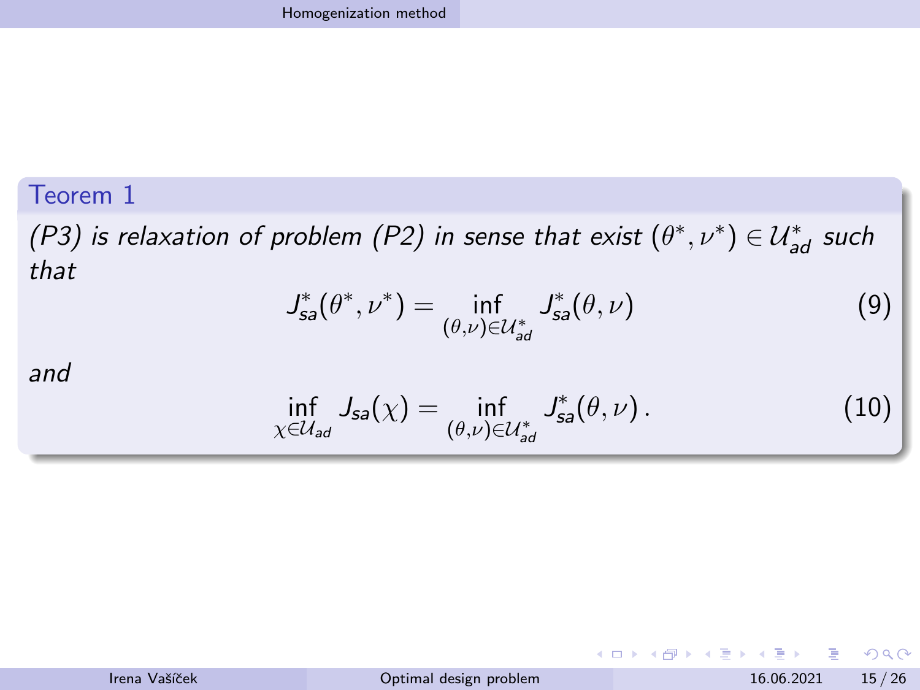**Teorem 1**

*(P3) is relaxation of problem (P2) in sense that exist* $(\theta^*, \nu^*) \in \mathcal{U}^*_{ad}$ *such that*

$$J^*_{sa}(\theta^*, \nu^*) = \inf_{(\theta,\nu)\in\mathcal{U}^*_{ad}} J^*_{sa}(\theta, \nu) \tag{9}$$

*and*

$$\inf_{\chi\in\mathcal{U}_{ad}} J_{sa}(\chi) = \inf_{(\theta,\nu)\in\mathcal{U}^*_{ad}} J^*_{sa}(\theta, \nu)\,. \tag{10}$$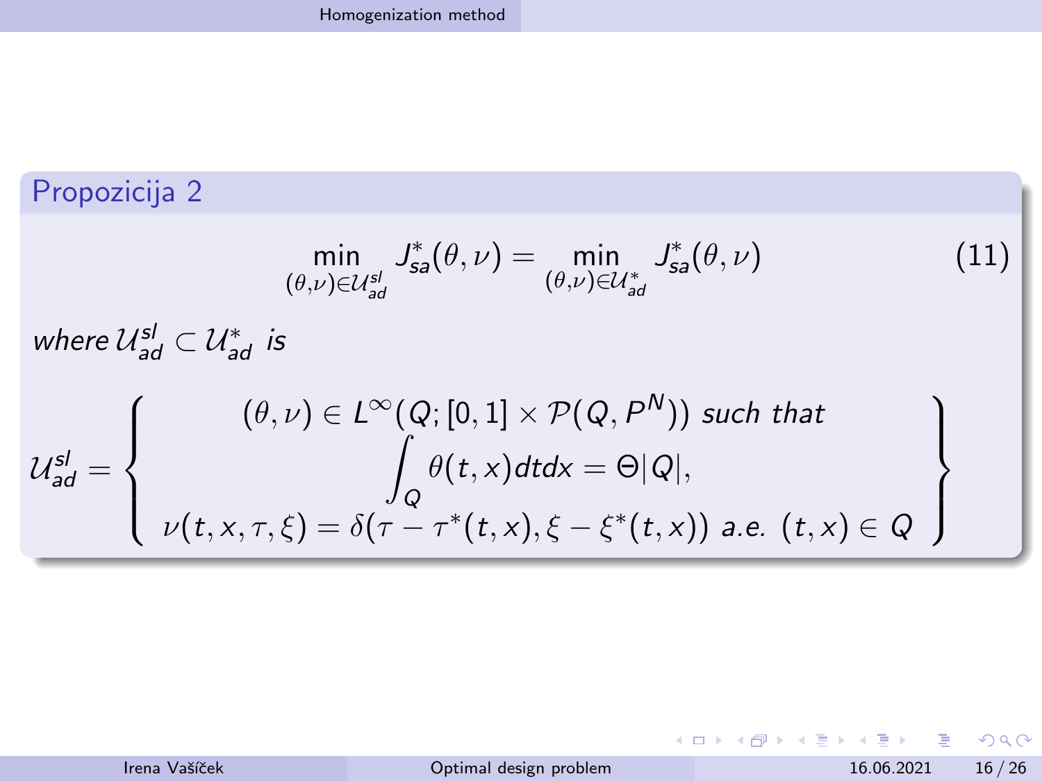### Propozicija 2

$$\min_{(\theta,\nu)\in\mathcal{U}_{ad}^{sl}} J_{sa}^*(\theta,\nu) = \min_{(\theta,\nu)\in\mathcal{U}_{ad}^{*}} J_{sa}^*(\theta,\nu) \tag{11}$$

*where* $\mathcal{U}_{ad}^{sl} \subset \mathcal{U}_{ad}^{*}$ *is*

$$\mathcal{U}_{ad}^{sl} = \left\{ \begin{array}{c} (\theta,\nu) \in L^\infty(Q;[0,1]\times\mathcal{P}(Q,P^N)) \text{ such that} \\ \displaystyle\int_Q \theta(t,x)dtdx = \Theta|Q|, \\ \nu(t,x,\tau,\xi) = \delta(\tau-\tau^*(t,x),\xi-\xi^*(t,x)) \text{ a.e. } (t,x)\in Q \end{array} \right\}$$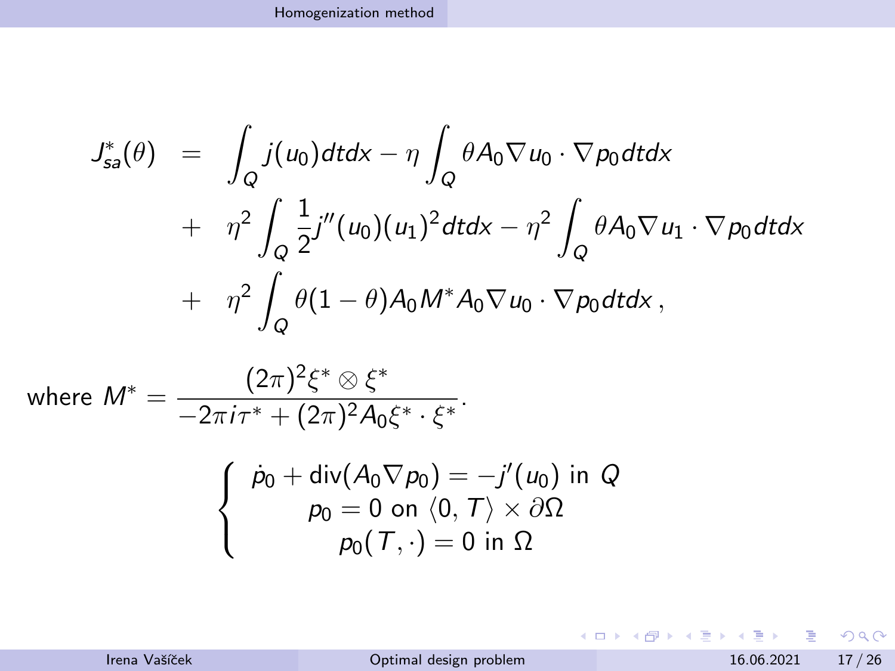$$
\begin{aligned}
J^*_{sa}(\theta) &= \int_Q j(u_0)dtdx - \eta \int_Q \theta A_0 \nabla u_0 \cdot \nabla p_0 dtdx \\
&+ \eta^2 \int_Q \frac{1}{2} j''(u_0)(u_1)^2 dtdx - \eta^2 \int_Q \theta A_0 \nabla u_1 \cdot \nabla p_0 dtdx \\
&+ \eta^2 \int_Q \theta(1-\theta) A_0 M^* A_0 \nabla u_0 \cdot \nabla p_0 dtdx \,,
\end{aligned}
$$

where $M^* = \dfrac{(2\pi)^2 \xi^* \otimes \xi^*}{-2\pi i \tau^* + (2\pi)^2 A_0 \xi^* \cdot \xi^*}$.

$$
\left\{
\begin{array}{c}
\dot{p}_0 + \operatorname{div}(A_0 \nabla p_0) = -j'(u_0) \text{ in } Q \\
p_0 = 0 \text{ on } \langle 0, T \rangle \times \partial\Omega \\
p_0(T, \cdot) = 0 \text{ in } \Omega
\end{array}
\right.
$$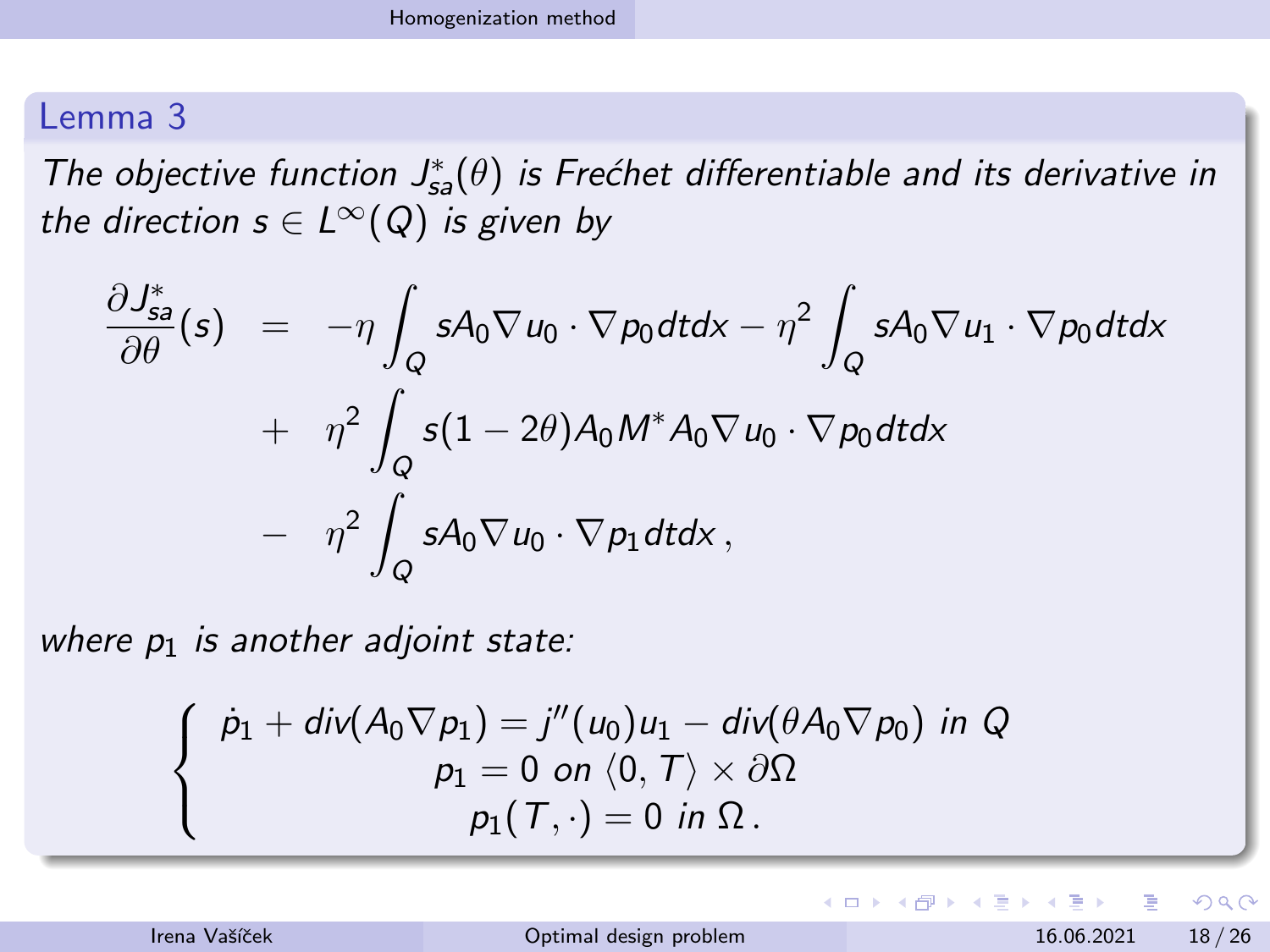## Lemma 3

*The objective function $J^*_{sa}(\theta)$ is Frećhet differentiable and its derivative in the direction $s \in L^\infty(Q)$ is given by*

$$
\begin{aligned}
\frac{\partial J^*_{sa}}{\partial \theta}(s) &= -\eta \int_Q sA_0 \nabla u_0 \cdot \nabla p_0 dtdx - \eta^2 \int_Q sA_0 \nabla u_1 \cdot \nabla p_0 dtdx \\
&+ \eta^2 \int_Q s(1-2\theta) A_0 M^* A_0 \nabla u_0 \cdot \nabla p_0 dtdx \\
&- \eta^2 \int_Q sA_0 \nabla u_0 \cdot \nabla p_1 dtdx \,,
\end{aligned}
$$

*where $p_1$ is another adjoint state:*

$$
\left\{
\begin{array}{c}
\dot{p}_1 + div(A_0 \nabla p_1) = j''(u_0) u_1 - div(\theta A_0 \nabla p_0) \text{ in } Q \\
p_1 = 0 \text{ on } \langle 0, T \rangle \times \partial\Omega \\
p_1(T, \cdot) = 0 \text{ in } \Omega \,.
\end{array}
\right.
$$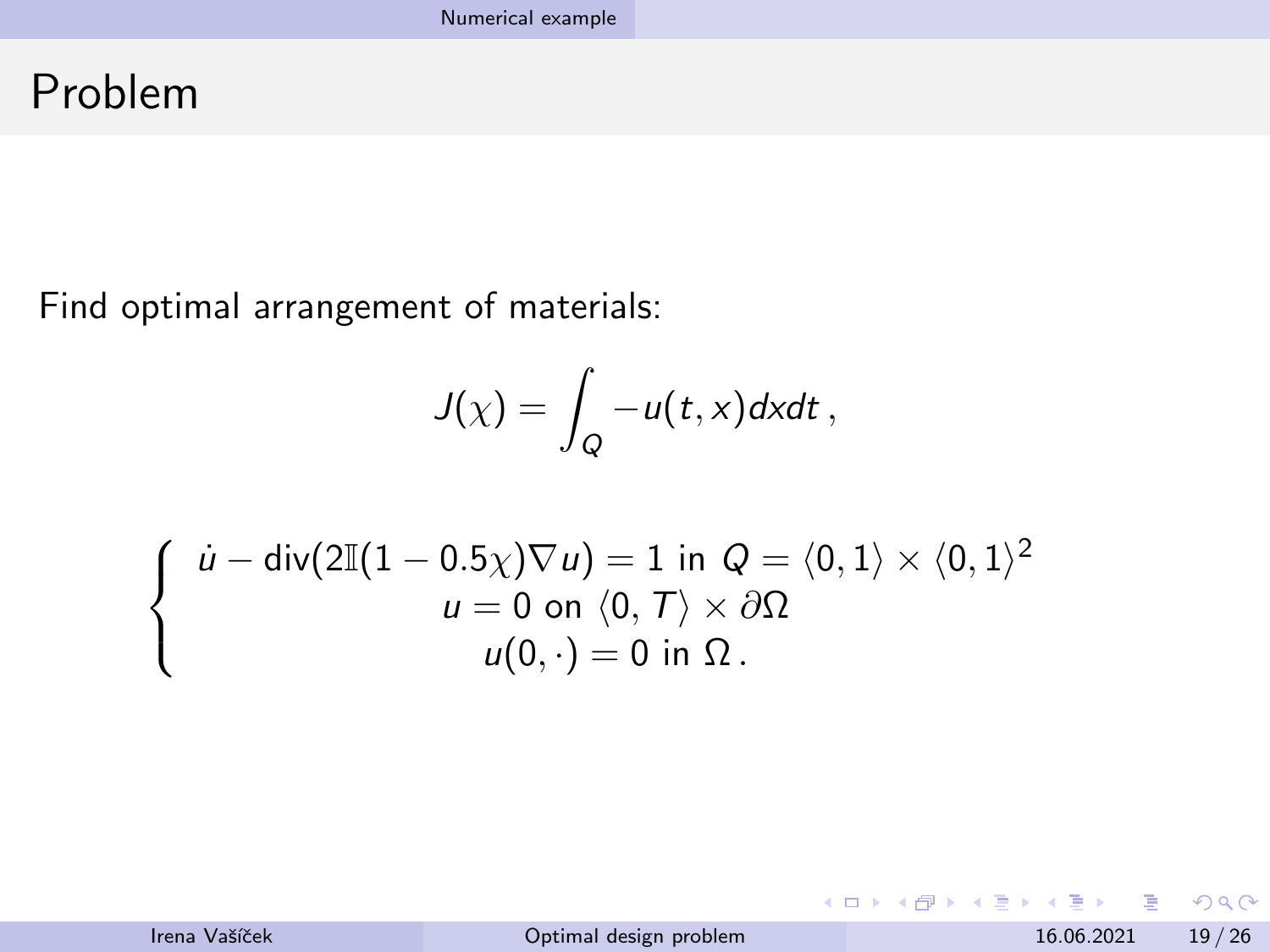# Problem

Find optimal arrangement of materials:

$$J(\chi) = \int_Q -u(t,x)dxdt\,,$$

$$\left\{ \begin{array}{c} \dot{u} - \mathrm{div}(2\mathbb{I}(1-0.5\chi)\nabla u) = 1 \text{ in } Q = \langle 0,1\rangle \times \langle 0,1\rangle^2 \\ u = 0 \text{ on } \langle 0,T\rangle \times \partial\Omega \\ u(0,\cdot) = 0 \text{ in } \Omega\,. \end{array} \right.$$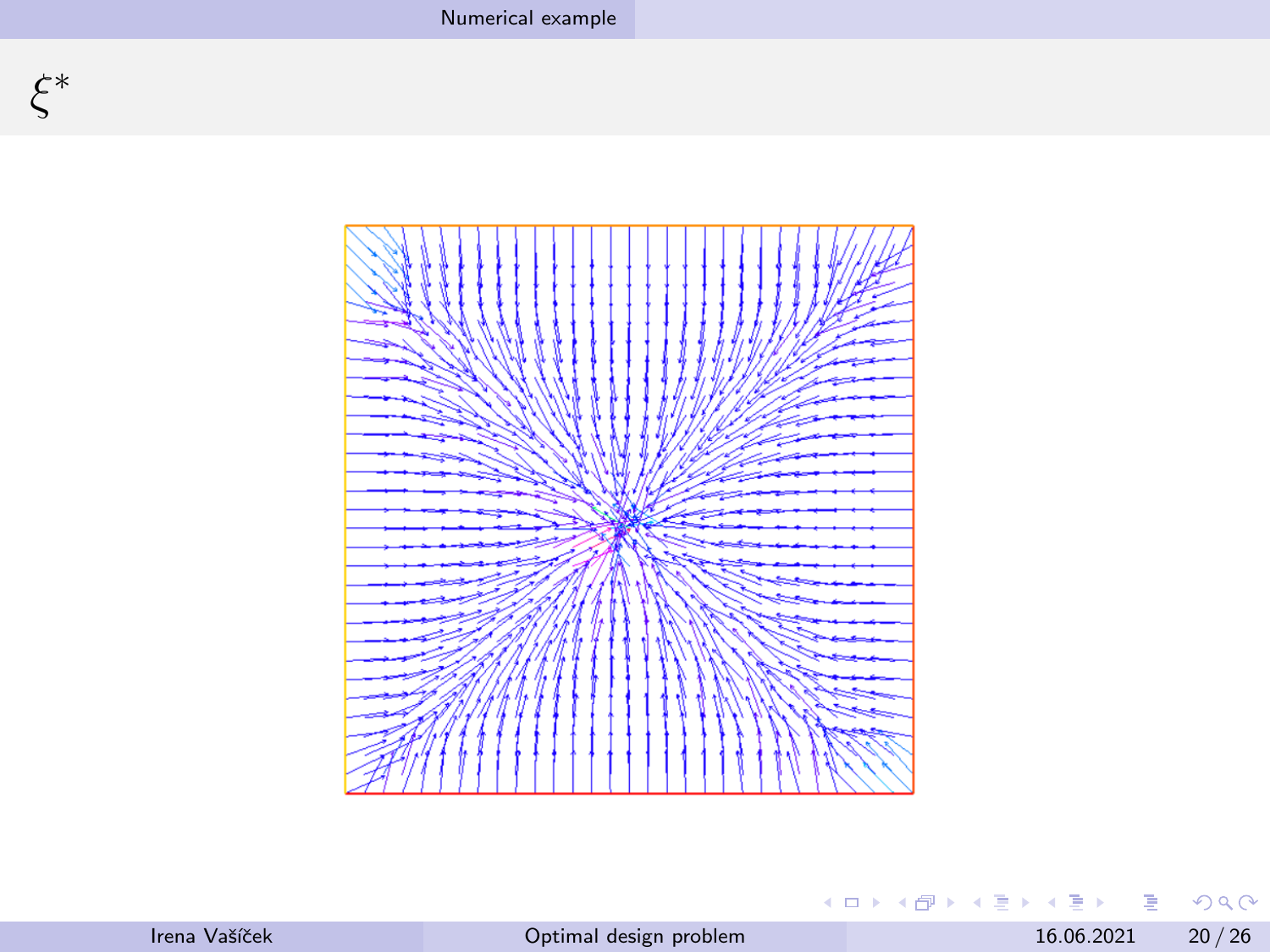# $\xi^*$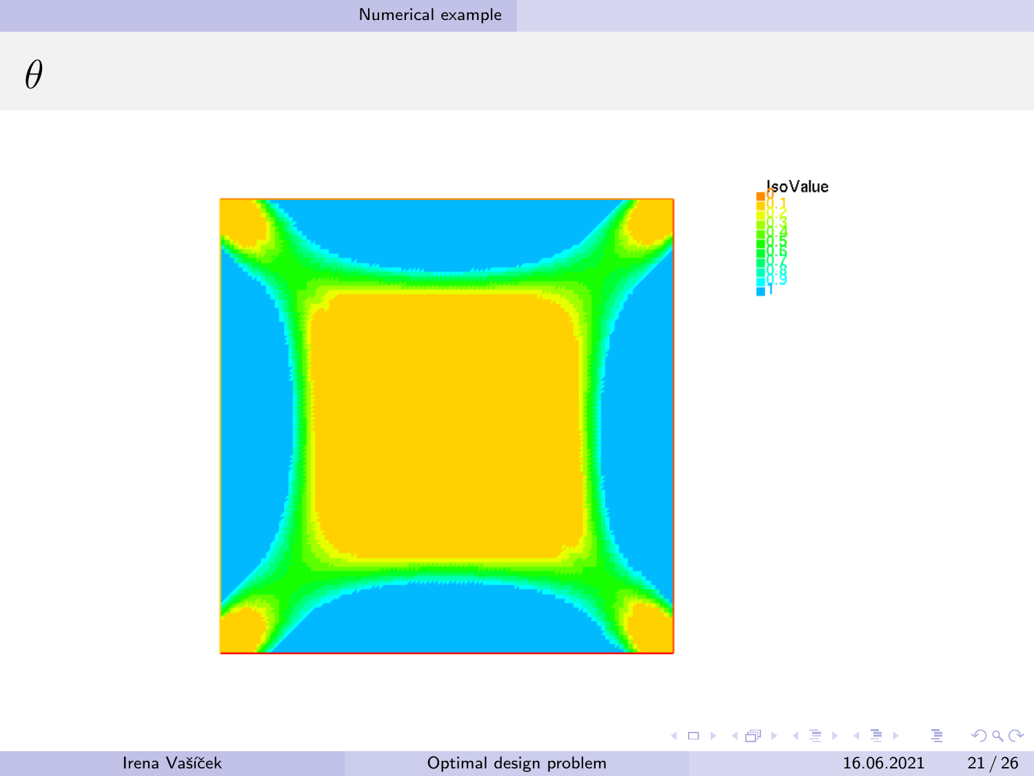# $\theta$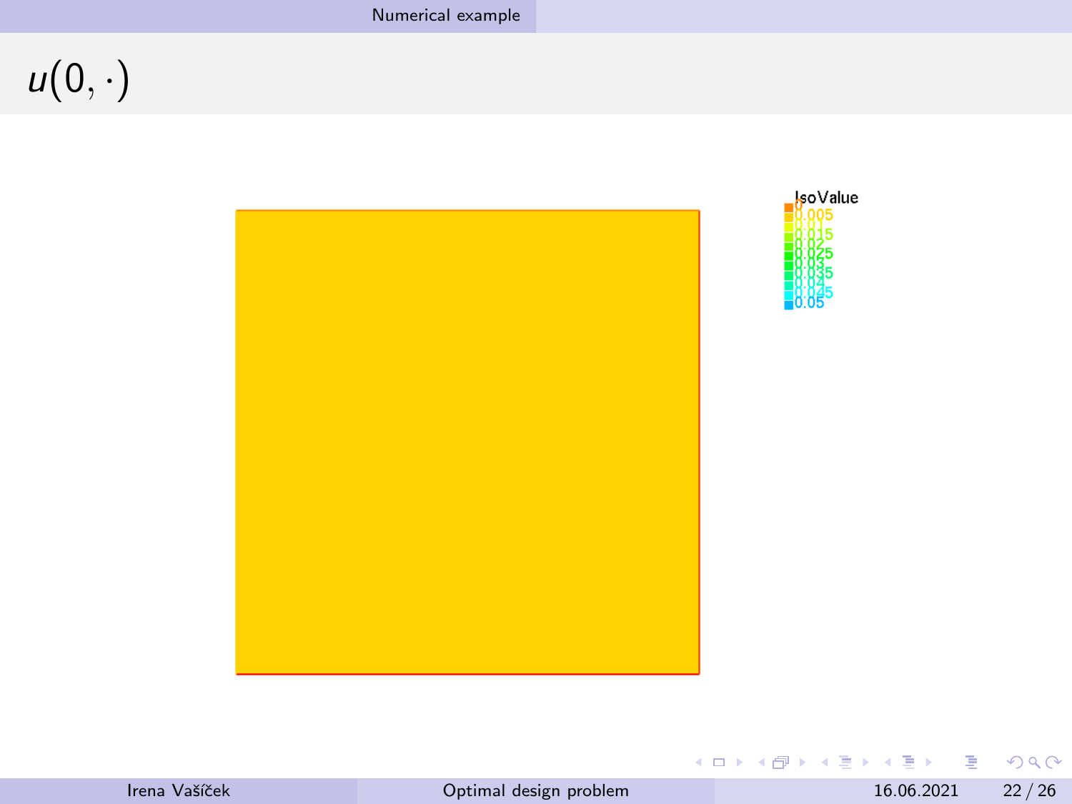# $u(0, \cdot)$

IsoValue

0
0.005
0.01
0.015
0.02
0.025
0.03
0.035
0.04
0.045
0.05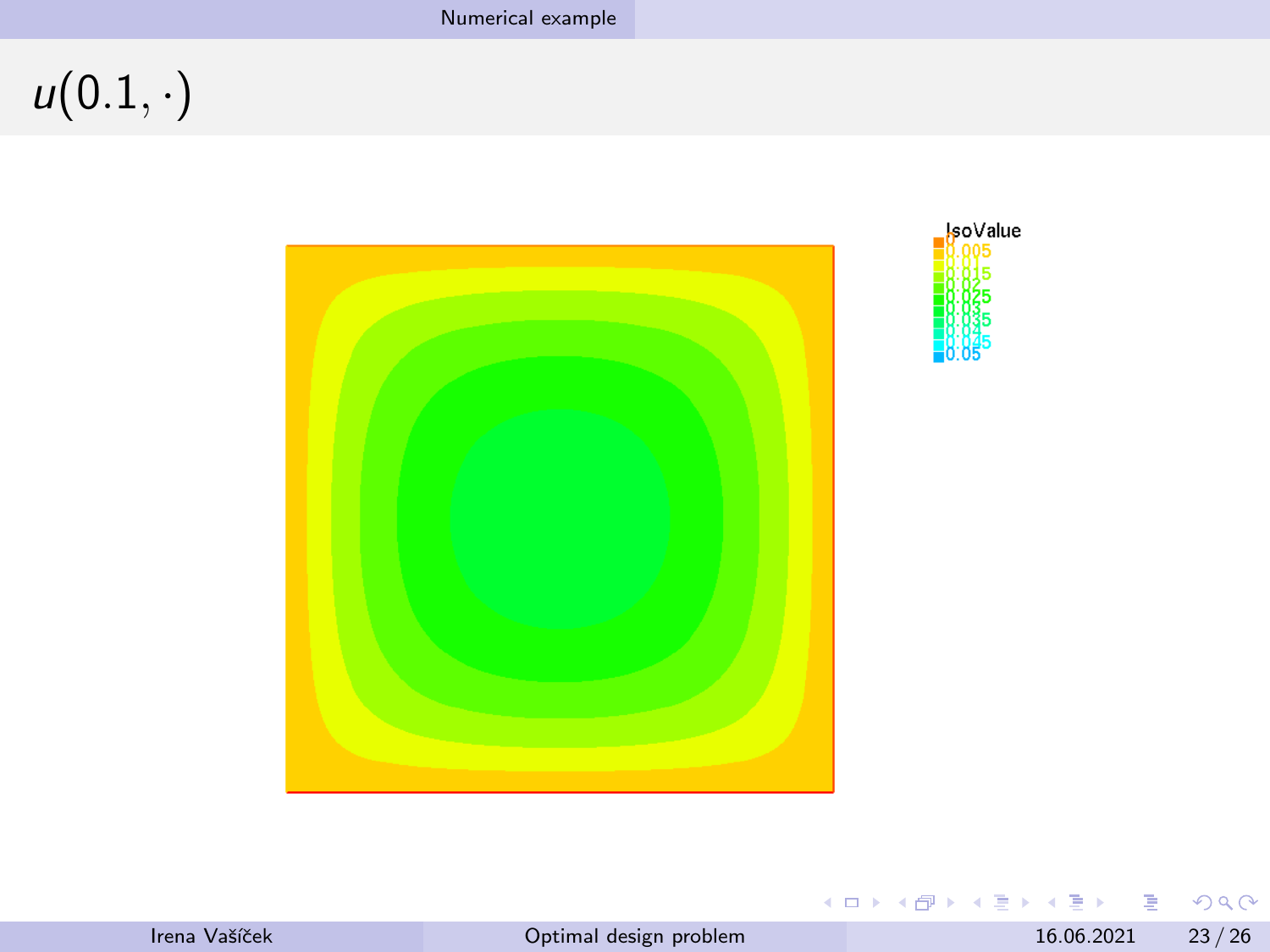# $u(0.1, \cdot)$

IsoValue

0

0.005

0.01

0.015

0.02

0.025

0.03

0.035

0.04

0.045

0.05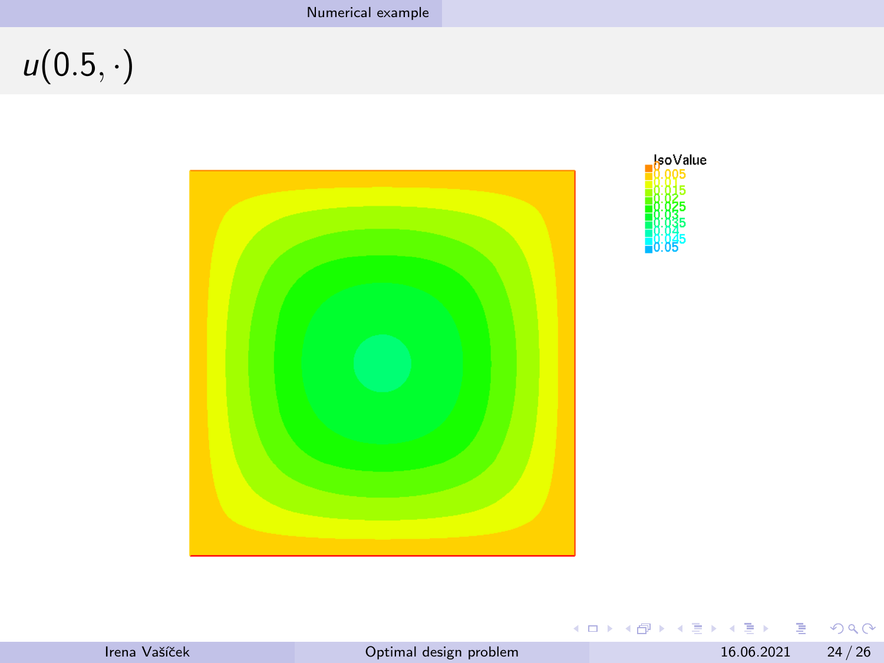# $u(0.5, \cdot)$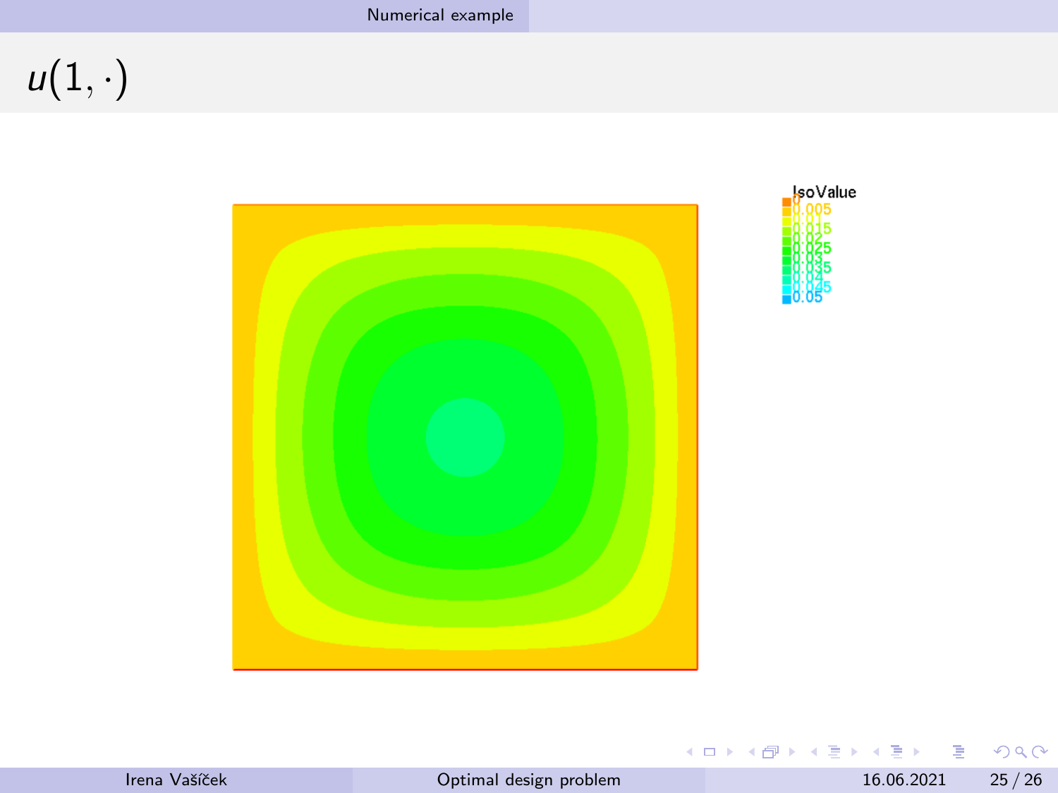# $u(1, \cdot)$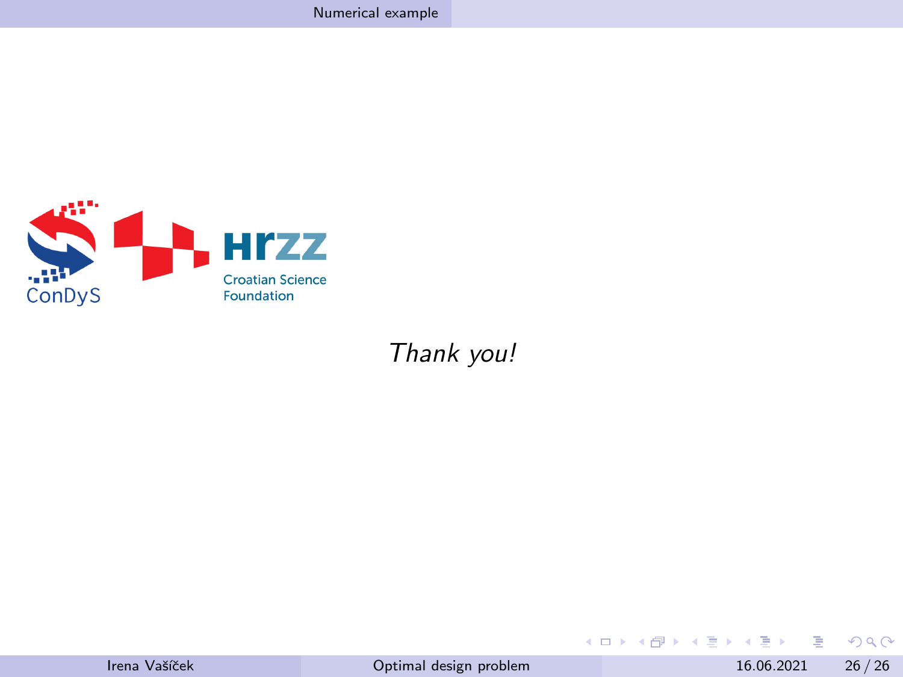ConDyS

HrZZ
Croatian Science
Foundation

*Thank you!*